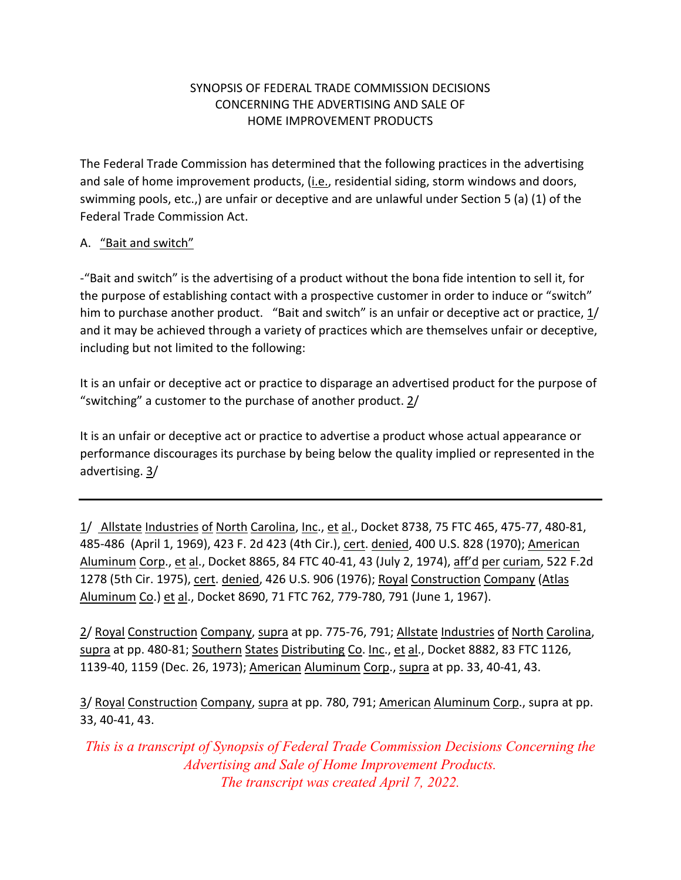SYNOPSIS OF FEDERAL TRADE COMMISSION DECISIONS
CONCERNING THE ADVERTISING AND SALE OF
HOME IMPROVEMENT PRODUCTS

The Federal Trade Commission has determined that the following practices in the advertising and sale of home improvement products, (i.e., residential siding, storm windows and doors, swimming pools, etc.,) are unfair or deceptive and are unlawful under Section 5 (a) (1) of the Federal Trade Commission Act.

A. "Bait and switch"

-"Bait and switch" is the advertising of a product without the bona fide intention to sell it, for the purpose of establishing contact with a prospective customer in order to induce or "switch" him to purchase another product. "Bait and switch" is an unfair or deceptive act or practice, 1/ and it may be achieved through a variety of practices which are themselves unfair or deceptive, including but not limited to the following:

It is an unfair or deceptive act or practice to disparage an advertised product for the purpose of "switching" a customer to the purchase of another product. 2/

It is an unfair or deceptive act or practice to advertise a product whose actual appearance or performance discourages its purchase by being below the quality implied or represented in the advertising. 3/

---

1/ Allstate Industries of North Carolina, Inc., et al., Docket 8738, 75 FTC 465, 475-77, 480-81, 485-486 (April 1, 1969), 423 F. 2d 423 (4th Cir.), cert. denied, 400 U.S. 828 (1970); American Aluminum Corp., et al., Docket 8865, 84 FTC 40-41, 43 (July 2, 1974), aff'd per curiam, 522 F.2d 1278 (5th Cir. 1975), cert. denied, 426 U.S. 906 (1976); Royal Construction Company (Atlas Aluminum Co.) et al., Docket 8690, 71 FTC 762, 779-780, 791 (June 1, 1967).

2/ Royal Construction Company, supra at pp. 775-76, 791; Allstate Industries of North Carolina, supra at pp. 480-81; Southern States Distributing Co. Inc., et al., Docket 8882, 83 FTC 1126, 1139-40, 1159 (Dec. 26, 1973); American Aluminum Corp., supra at pp. 33, 40-41, 43.

3/ Royal Construction Company, supra at pp. 780, 791; American Aluminum Corp., supra at pp. 33, 40-41, 43.

*This is a transcript of Synopsis of Federal Trade Commission Decisions Concerning the Advertising and Sale of Home Improvement Products.*
*The transcript was created April 7, 2022.*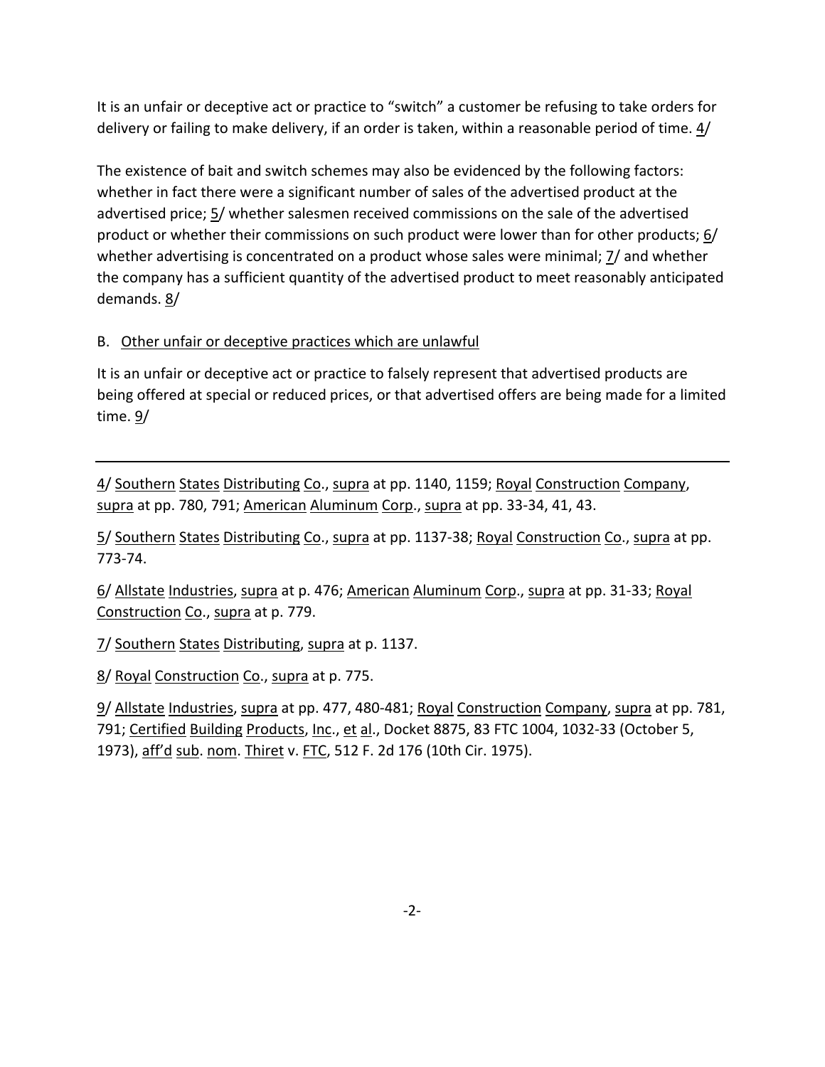It is an unfair or deceptive act or practice to "switch" a customer be refusing to take orders for delivery or failing to make delivery, if an order is taken, within a reasonable period of time. 4/

The existence of bait and switch schemes may also be evidenced by the following factors: whether in fact there were a significant number of sales of the advertised product at the advertised price; 5/ whether salesmen received commissions on the sale of the advertised product or whether their commissions on such product were lower than for other products; 6/ whether advertising is concentrated on a product whose sales were minimal; 7/ and whether the company has a sufficient quantity of the advertised product to meet reasonably anticipated demands. 8/

B. Other unfair or deceptive practices which are unlawful

It is an unfair or deceptive act or practice to falsely represent that advertised products are being offered at special or reduced prices, or that advertised offers are being made for a limited time. 9/

---

4/ Southern States Distributing Co., supra at pp. 1140, 1159; Royal Construction Company, supra at pp. 780, 791; American Aluminum Corp., supra at pp. 33-34, 41, 43.

5/ Southern States Distributing Co., supra at pp. 1137-38; Royal Construction Co., supra at pp. 773-74.

6/ Allstate Industries, supra at p. 476; American Aluminum Corp., supra at pp. 31-33; Royal Construction Co., supra at p. 779.

7/ Southern States Distributing, supra at p. 1137.

8/ Royal Construction Co., supra at p. 775.

9/ Allstate Industries, supra at pp. 477, 480-481; Royal Construction Company, supra at pp. 781, 791; Certified Building Products, Inc., et al., Docket 8875, 83 FTC 1004, 1032-33 (October 5, 1973), aff'd sub. nom. Thiret v. FTC, 512 F. 2d 176 (10th Cir. 1975).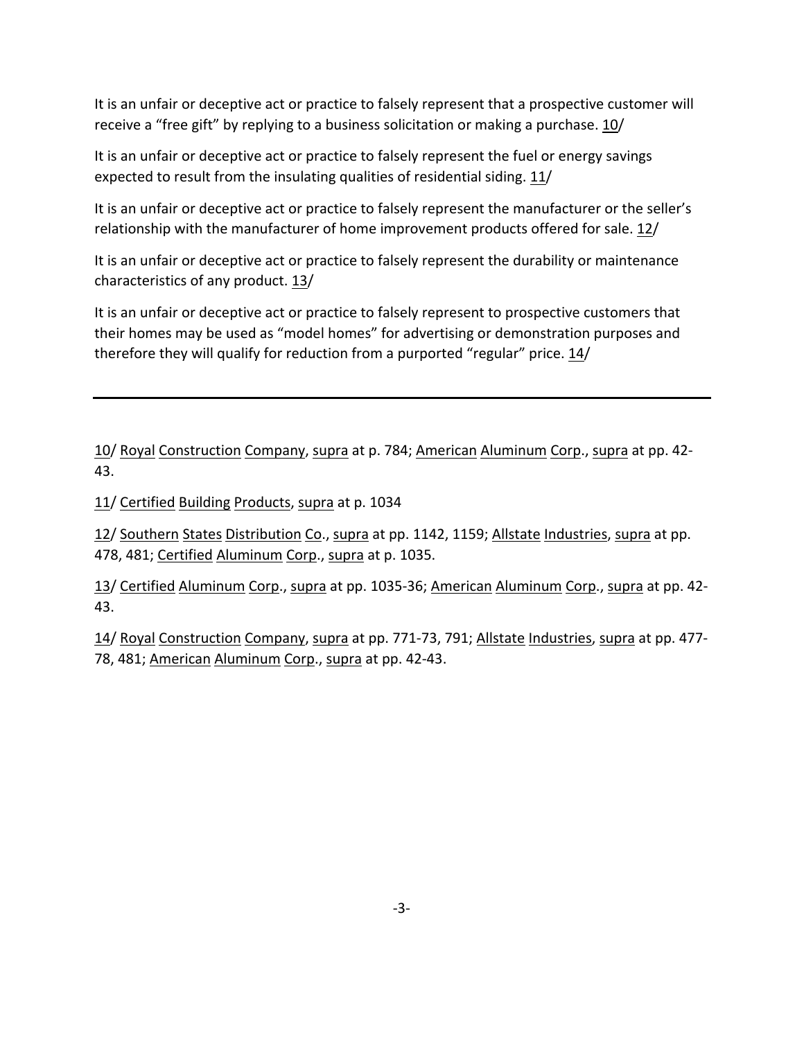It is an unfair or deceptive act or practice to falsely represent that a prospective customer will receive a "free gift" by replying to a business solicitation or making a purchase. 10/

It is an unfair or deceptive act or practice to falsely represent the fuel or energy savings expected to result from the insulating qualities of residential siding. 11/

It is an unfair or deceptive act or practice to falsely represent the manufacturer or the seller's relationship with the manufacturer of home improvement products offered for sale. 12/

It is an unfair or deceptive act or practice to falsely represent the durability or maintenance characteristics of any product. 13/

It is an unfair or deceptive act or practice to falsely represent to prospective customers that their homes may be used as "model homes" for advertising or demonstration purposes and therefore they will qualify for reduction from a purported "regular" price. 14/

---

10/ Royal Construction Company, supra at p. 784; American Aluminum Corp., supra at pp. 42-43.

11/ Certified Building Products, supra at p. 1034

12/ Southern States Distribution Co., supra at pp. 1142, 1159; Allstate Industries, supra at pp. 478, 481; Certified Aluminum Corp., supra at p. 1035.

13/ Certified Aluminum Corp., supra at pp. 1035-36; American Aluminum Corp., supra at pp. 42-43.

14/ Royal Construction Company, supra at pp. 771-73, 791; Allstate Industries, supra at pp. 477-78, 481; American Aluminum Corp., supra at pp. 42-43.